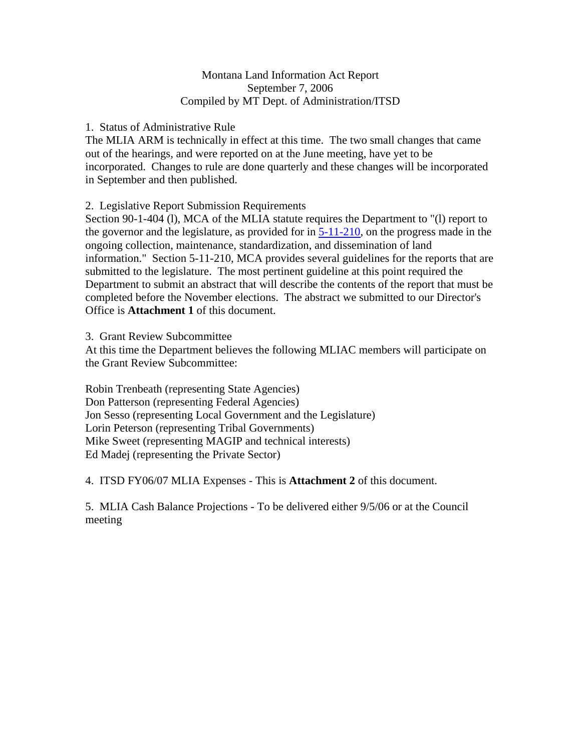# Montana Land Information Act Report
September 7, 2006
Compiled by MT Dept. of Administration/ITSD

1. Status of Administrative Rule

The MLIA ARM is technically in effect at this time. The two small changes that came out of the hearings, and were reported on at the June meeting, have yet to be incorporated. Changes to rule are done quarterly and these changes will be incorporated in September and then published.

2. Legislative Report Submission Requirements

Section 90-1-404 (l), MCA of the MLIA statute requires the Department to "(l) report to the governor and the legislature, as provided for in 5-11-210, on the progress made in the ongoing collection, maintenance, standardization, and dissemination of land information." Section 5-11-210, MCA provides several guidelines for the reports that are submitted to the legislature. The most pertinent guideline at this point required the Department to submit an abstract that will describe the contents of the report that must be completed before the November elections. The abstract we submitted to our Director's Office is **Attachment 1** of this document.

3. Grant Review Subcommittee

At this time the Department believes the following MLIAC members will participate on the Grant Review Subcommittee:

Robin Trenbeath (representing State Agencies)
Don Patterson (representing Federal Agencies)
Jon Sesso (representing Local Government and the Legislature)
Lorin Peterson (representing Tribal Governments)
Mike Sweet (representing MAGIP and technical interests)
Ed Madej (representing the Private Sector)

4. ITSD FY06/07 MLIA Expenses - This is **Attachment 2** of this document.

5. MLIA Cash Balance Projections - To be delivered either 9/5/06 or at the Council meeting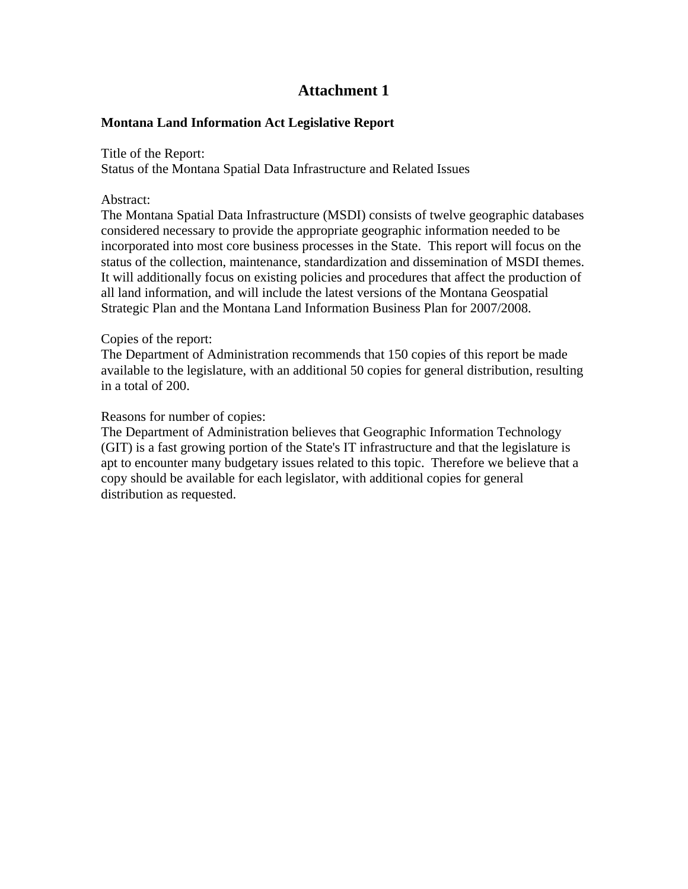# Attachment 1

**Montana Land Information Act Legislative Report**

Title of the Report:
Status of the Montana Spatial Data Infrastructure and Related Issues

Abstract:
The Montana Spatial Data Infrastructure (MSDI) consists of twelve geographic databases considered necessary to provide the appropriate geographic information needed to be incorporated into most core business processes in the State. This report will focus on the status of the collection, maintenance, standardization and dissemination of MSDI themes. It will additionally focus on existing policies and procedures that affect the production of all land information, and will include the latest versions of the Montana Geospatial Strategic Plan and the Montana Land Information Business Plan for 2007/2008.

Copies of the report:
The Department of Administration recommends that 150 copies of this report be made available to the legislature, with an additional 50 copies for general distribution, resulting in a total of 200.

Reasons for number of copies:
The Department of Administration believes that Geographic Information Technology (GIT) is a fast growing portion of the State's IT infrastructure and that the legislature is apt to encounter many budgetary issues related to this topic. Therefore we believe that a copy should be available for each legislator, with additional copies for general distribution as requested.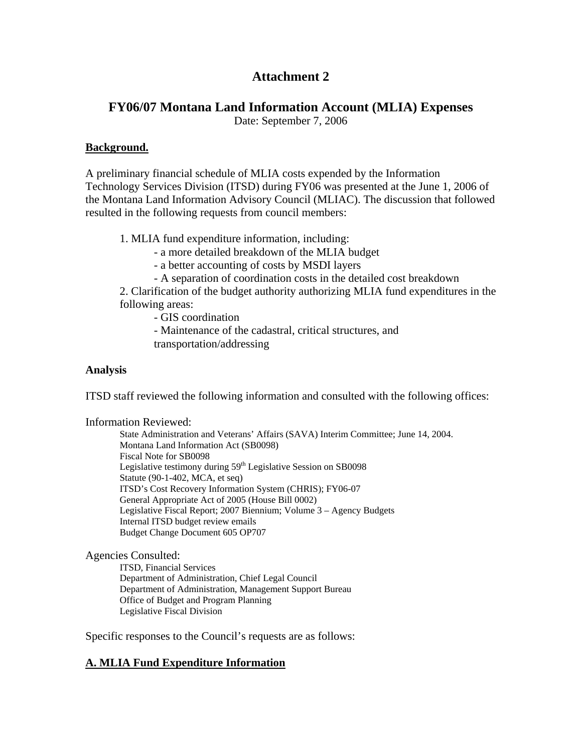# Attachment 2

## FY06/07 Montana Land Information Account (MLIA) Expenses

Date: September 7, 2006

**Background.**

A preliminary financial schedule of MLIA costs expended by the Information Technology Services Division (ITSD) during FY06 was presented at the June 1, 2006 of the Montana Land Information Advisory Council (MLIAC). The discussion that followed resulted in the following requests from council members:

1. MLIA fund expenditure information, including:
    - a more detailed breakdown of the MLIA budget
    - a better accounting of costs by MSDI layers
    - A separation of coordination costs in the detailed cost breakdown
2. Clarification of the budget authority authorizing MLIA fund expenditures in the following areas:
    - GIS coordination
    - Maintenance of the cadastral, critical structures, and transportation/addressing

**Analysis**

ITSD staff reviewed the following information and consulted with the following offices:

Information Reviewed:

State Administration and Veterans' Affairs (SAVA) Interim Committee; June 14, 2004.
Montana Land Information Act (SB0098)
Fiscal Note for SB0098
Legislative testimony during 59th Legislative Session on SB0098
Statute (90-1-402, MCA, et seq)
ITSD's Cost Recovery Information System (CHRIS); FY06-07
General Appropriate Act of 2005 (House Bill 0002)
Legislative Fiscal Report; 2007 Biennium; Volume 3 – Agency Budgets
Internal ITSD budget review emails
Budget Change Document 605 OP707

Agencies Consulted:

ITSD, Financial Services
Department of Administration, Chief Legal Council
Department of Administration, Management Support Bureau
Office of Budget and Program Planning
Legislative Fiscal Division

Specific responses to the Council's requests are as follows:

**A. MLIA Fund Expenditure Information**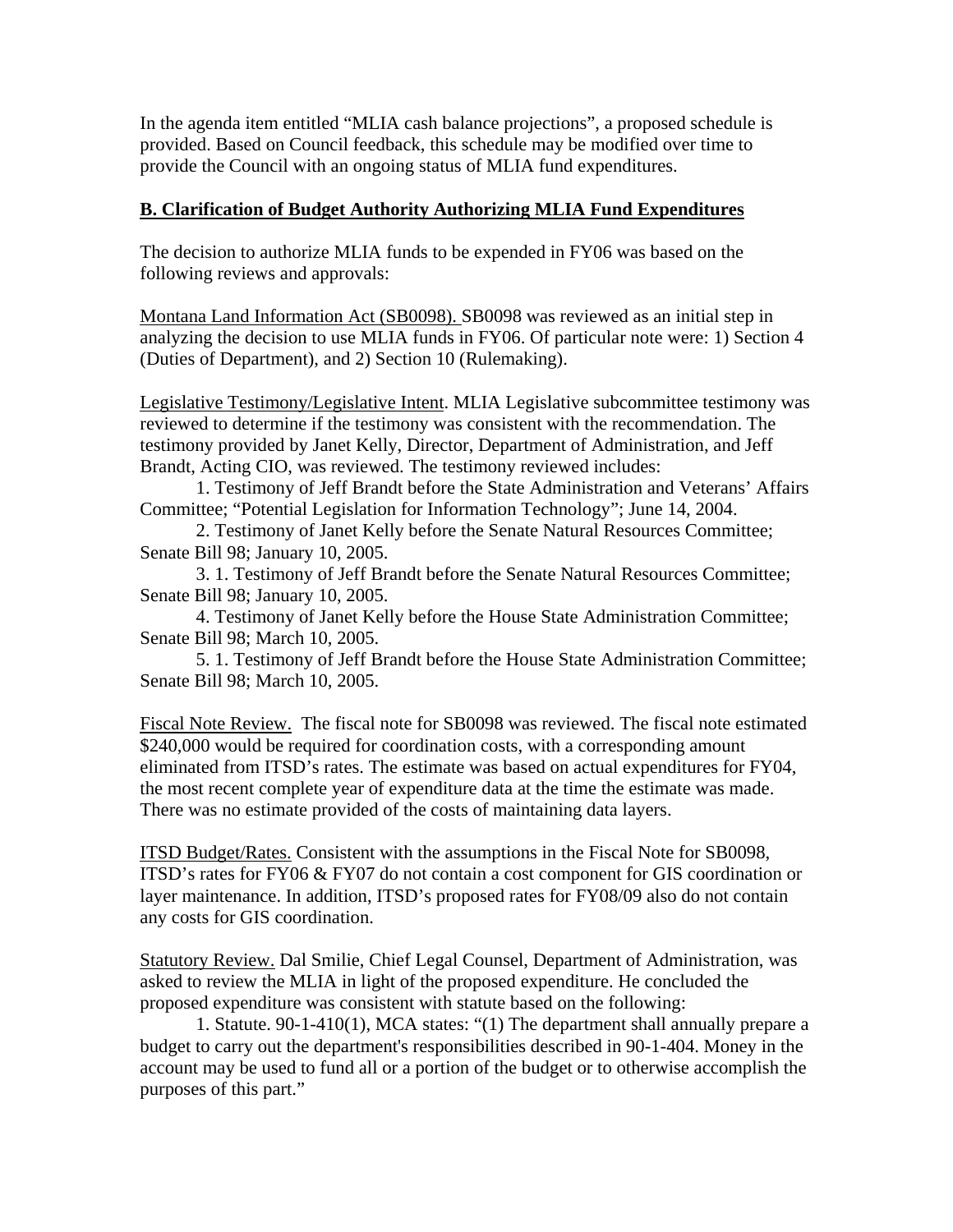In the agenda item entitled "MLIA cash balance projections", a proposed schedule is provided. Based on Council feedback, this schedule may be modified over time to provide the Council with an ongoing status of MLIA fund expenditures.

## B. Clarification of Budget Authority Authorizing MLIA Fund Expenditures

The decision to authorize MLIA funds to be expended in FY06 was based on the following reviews and approvals:

Montana Land Information Act (SB0098). SB0098 was reviewed as an initial step in analyzing the decision to use MLIA funds in FY06. Of particular note were: 1) Section 4 (Duties of Department), and 2) Section 10 (Rulemaking).

Legislative Testimony/Legislative Intent. MLIA Legislative subcommittee testimony was reviewed to determine if the testimony was consistent with the recommendation. The testimony provided by Janet Kelly, Director, Department of Administration, and Jeff Brandt, Acting CIO, was reviewed. The testimony reviewed includes:

1. Testimony of Jeff Brandt before the State Administration and Veterans' Affairs Committee; "Potential Legislation for Information Technology"; June 14, 2004.
2. Testimony of Janet Kelly before the Senate Natural Resources Committee; Senate Bill 98; January 10, 2005.
3. 1. Testimony of Jeff Brandt before the Senate Natural Resources Committee; Senate Bill 98; January 10, 2005.
4. Testimony of Janet Kelly before the House State Administration Committee; Senate Bill 98; March 10, 2005.
5. 1. Testimony of Jeff Brandt before the House State Administration Committee; Senate Bill 98; March 10, 2005.

Fiscal Note Review. The fiscal note for SB0098 was reviewed. The fiscal note estimated $240,000 would be required for coordination costs, with a corresponding amount eliminated from ITSD's rates. The estimate was based on actual expenditures for FY04, the most recent complete year of expenditure data at the time the estimate was made. There was no estimate provided of the costs of maintaining data layers.

ITSD Budget/Rates. Consistent with the assumptions in the Fiscal Note for SB0098, ITSD's rates for FY06 & FY07 do not contain a cost component for GIS coordination or layer maintenance. In addition, ITSD's proposed rates for FY08/09 also do not contain any costs for GIS coordination.

Statutory Review. Dal Smilie, Chief Legal Counsel, Department of Administration, was asked to review the MLIA in light of the proposed expenditure. He concluded the proposed expenditure was consistent with statute based on the following:

1. Statute. 90-1-410(1), MCA states: "(1) The department shall annually prepare a budget to carry out the department's responsibilities described in 90-1-404. Money in the account may be used to fund all or a portion of the budget or to otherwise accomplish the purposes of this part."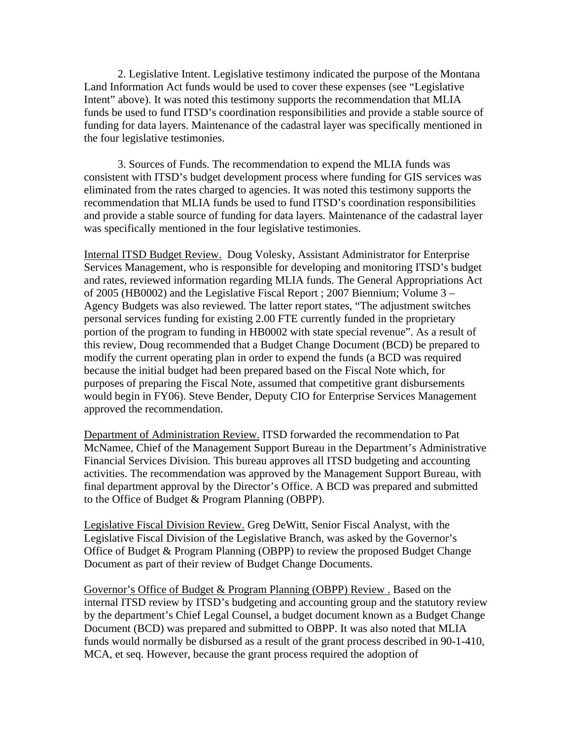2. Legislative Intent. Legislative testimony indicated the purpose of the Montana Land Information Act funds would be used to cover these expenses (see "Legislative Intent" above). It was noted this testimony supports the recommendation that MLIA funds be used to fund ITSD's coordination responsibilities and provide a stable source of funding for data layers. Maintenance of the cadastral layer was specifically mentioned in the four legislative testimonies.

3. Sources of Funds. The recommendation to expend the MLIA funds was consistent with ITSD's budget development process where funding for GIS services was eliminated from the rates charged to agencies. It was noted this testimony supports the recommendation that MLIA funds be used to fund ITSD's coordination responsibilities and provide a stable source of funding for data layers. Maintenance of the cadastral layer was specifically mentioned in the four legislative testimonies.

<u>Internal ITSD Budget Review.</u> Doug Volesky, Assistant Administrator for Enterprise Services Management, who is responsible for developing and monitoring ITSD's budget and rates, reviewed information regarding MLIA funds. The General Appropriations Act of 2005 (HB0002) and the Legislative Fiscal Report ; 2007 Biennium; Volume 3 – Agency Budgets was also reviewed. The latter report states, "The adjustment switches personal services funding for existing 2.00 FTE currently funded in the proprietary portion of the program to funding in HB0002 with state special revenue". As a result of this review, Doug recommended that a Budget Change Document (BCD) be prepared to modify the current operating plan in order to expend the funds (a BCD was required because the initial budget had been prepared based on the Fiscal Note which, for purposes of preparing the Fiscal Note, assumed that competitive grant disbursements would begin in FY06). Steve Bender, Deputy CIO for Enterprise Services Management approved the recommendation.

<u>Department of Administration Review.</u> ITSD forwarded the recommendation to Pat McNamee, Chief of the Management Support Bureau in the Department's Administrative Financial Services Division. This bureau approves all ITSD budgeting and accounting activities. The recommendation was approved by the Management Support Bureau, with final department approval by the Director's Office. A BCD was prepared and submitted to the Office of Budget & Program Planning (OBPP).

<u>Legislative Fiscal Division Review.</u> Greg DeWitt, Senior Fiscal Analyst, with the Legislative Fiscal Division of the Legislative Branch, was asked by the Governor's Office of Budget & Program Planning (OBPP) to review the proposed Budget Change Document as part of their review of Budget Change Documents.

<u>Governor's Office of Budget & Program Planning (OBPP) Review .</u> Based on the internal ITSD review by ITSD's budgeting and accounting group and the statutory review by the department's Chief Legal Counsel, a budget document known as a Budget Change Document (BCD) was prepared and submitted to OBPP. It was also noted that MLIA funds would normally be disbursed as a result of the grant process described in 90-1-410, MCA, et seq. However, because the grant process required the adoption of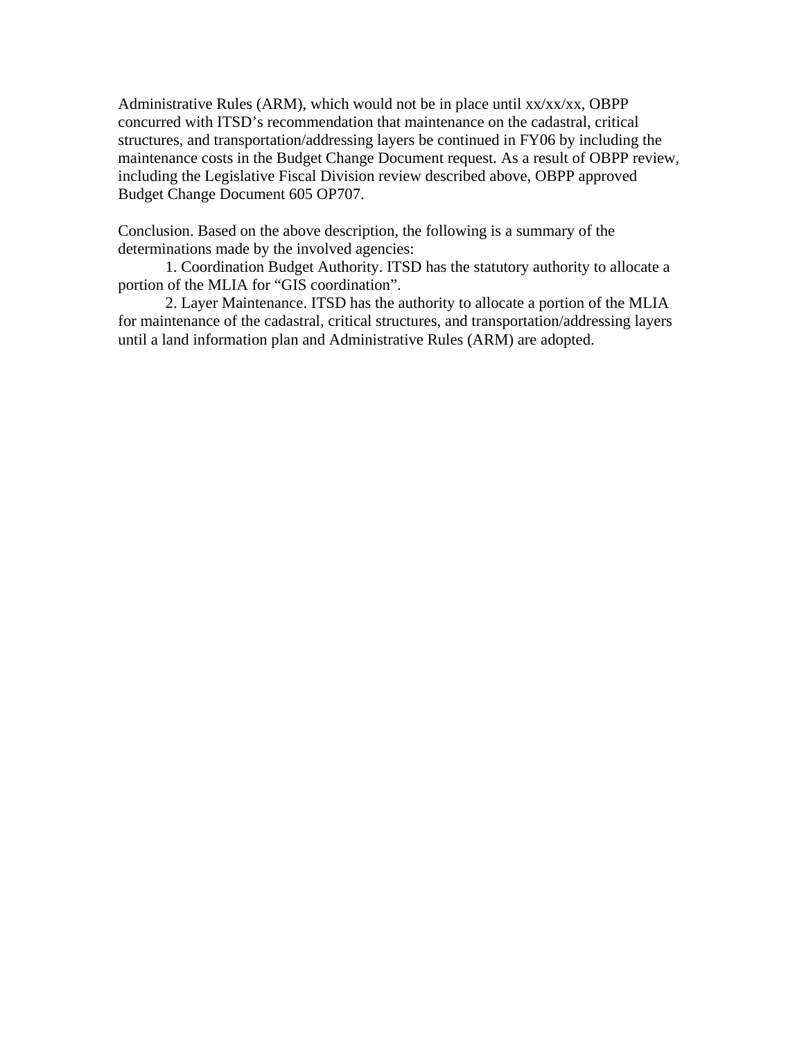Administrative Rules (ARM), which would not be in place until xx/xx/xx, OBPP concurred with ITSD's recommendation that maintenance on the cadastral, critical structures, and transportation/addressing layers be continued in FY06 by including the maintenance costs in the Budget Change Document request. As a result of OBPP review, including the Legislative Fiscal Division review described above, OBPP approved Budget Change Document 605 OP707.

Conclusion. Based on the above description, the following is a summary of the determinations made by the involved agencies:

1. Coordination Budget Authority. ITSD has the statutory authority to allocate a portion of the MLIA for "GIS coordination".

2. Layer Maintenance. ITSD has the authority to allocate a portion of the MLIA for maintenance of the cadastral, critical structures, and transportation/addressing layers until a land information plan and Administrative Rules (ARM) are adopted.